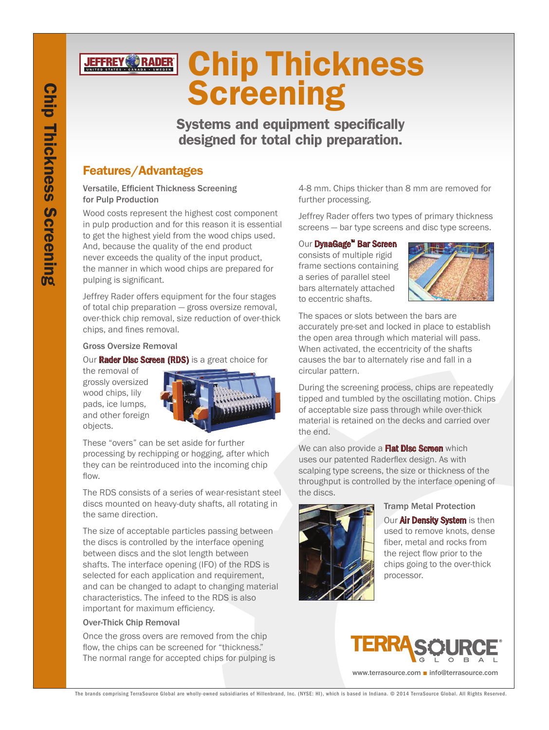// Chip Thickness Screening

Systems and equipment specifically designed for total chip preparation.

## Features/Advantages

### Versatile, Efficient Thickness Screening for Pulp Production

Wood costs represent the highest cost component in pulp production and for this reason it is essential to get the highest yield from the wood chips used. And, because the quality of the end product never exceeds the quality of the input product, the manner in which wood chips are prepared for pulping is significant.

Jeffrey Rader offers equipment for the four stages of total chip preparation — gross oversize removal, over-thick chip removal, size reduction of over-thick chips, and fines removal.

### Gross Oversize Removal

Our **Rader Disc Screen (RDS)** is a great choice for the removal of grossly oversized wood chips, lily pads, ice lumps, and other foreign objects.

These "overs" can be set aside for further processing by rechipping or hogging, after which they can be reintroduced into the incoming chip flow.

The RDS consists of a series of wear-resistant steel discs mounted on heavy-duty shafts, all rotating in the same direction.

The size of acceptable particles passing between the discs is controlled by the interface opening between discs and the slot length between shafts. The interface opening (IFO) of the RDS is selected for each application and requirement, and can be changed to adapt to changing material characteristics. The infeed to the RDS is also important for maximum efficiency.

### Over-Thick Chip Removal

Once the gross overs are removed from the chip flow, the chips can be screened for "thickness." The normal range for accepted chips for pulping is 4-8 mm. Chips thicker than 8 mm are removed for further processing.

Jeffrey Rader offers two types of primary thickness screens — bar type screens and disc type screens.

Our **DynaGage™ Bar Screen** consists of multiple rigid frame sections containing a series of parallel steel bars alternately attached to eccentric shafts.

The spaces or slots between the bars are accurately pre-set and locked in place to establish the open area through which material will pass. When activated, the eccentricity of the shafts causes the bar to alternately rise and fall in a circular pattern.

During the screening process, chips are repeatedly tipped and tumbled by the oscillating motion. Chips of acceptable size pass through while over-thick material is retained on the decks and carried over the end.

We can also provide a **Flat Disc Screen** which uses our patented Raderflex design. As with scalping type screens, the size or thickness of the throughput is controlled by the interface opening of the discs.

### Tramp Metal Protection

Our **Air Density System** is then used to remove knots, dense fiber, metal and rocks from the reject flow prior to the chips going to the over-thick processor.

www.terrasource.com ■ info@terrasource.com

The brands comprising TerraSource Global are wholly-owned subsidiaries of Hillenbrand, Inc. (NYSE: HI), which is based in Indiana. © 2014 TerraSource Global. All Rights Reserved.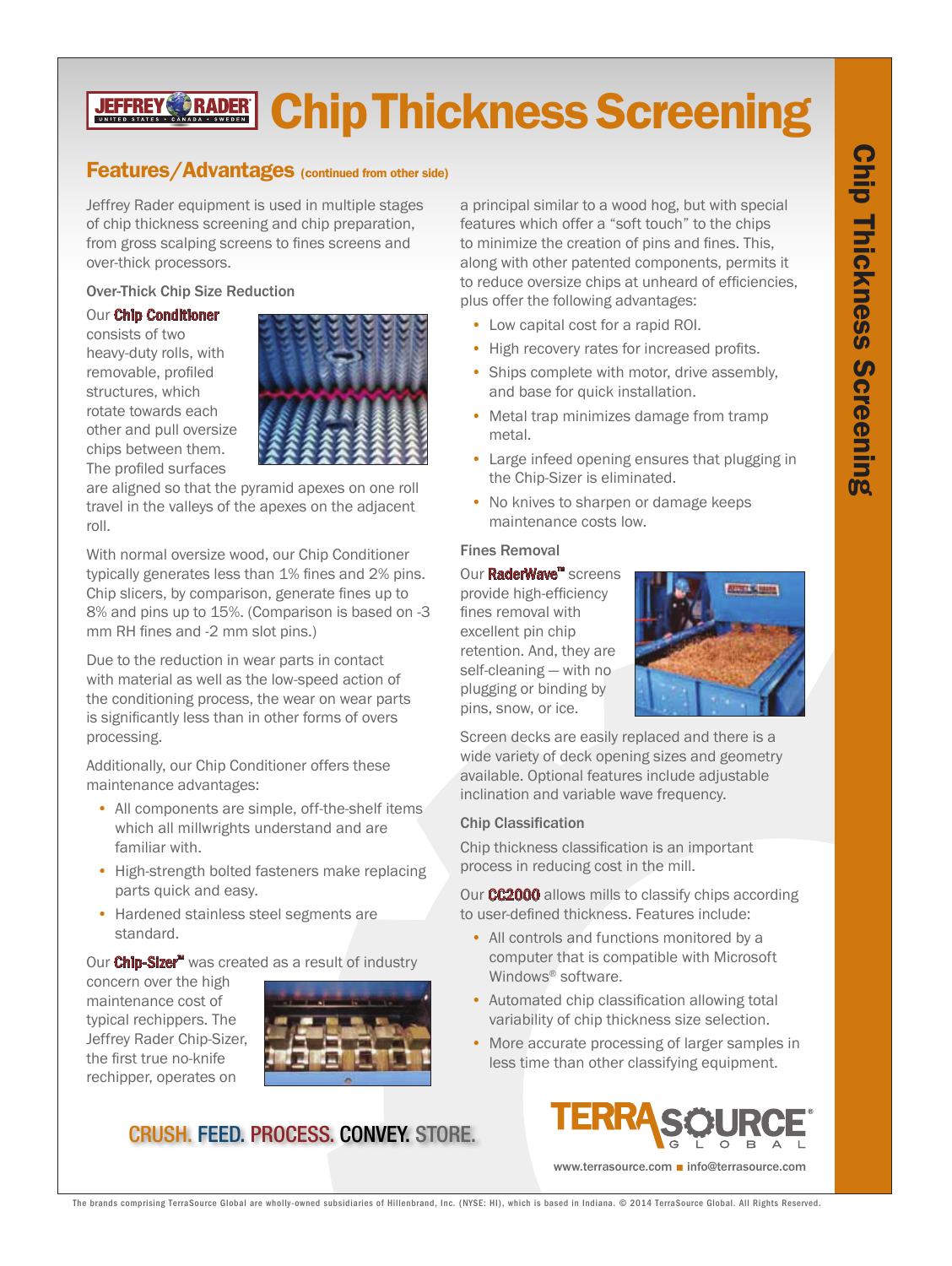# Chip Thickness Screening

## Features/Advantages (continued from other side)

Jeffrey Rader equipment is used in multiple stages of chip thickness screening and chip preparation, from gross scalping screens to fines screens and over-thick processors.

### Over-Thick Chip Size Reduction

Our **Chip Conditioner** consists of two heavy-duty rolls, with removable, profiled structures, which rotate towards each other and pull oversize chips between them. The profiled surfaces are aligned so that the pyramid apexes on one roll travel in the valleys of the apexes on the adjacent roll.

With normal oversize wood, our Chip Conditioner typically generates less than 1% fines and 2% pins. Chip slicers, by comparison, generate fines up to 8% and pins up to 15%. (Comparison is based on -3 mm RH fines and -2 mm slot pins.)

Due to the reduction in wear parts in contact with material as well as the low-speed action of the conditioning process, the wear on wear parts is significantly less than in other forms of overs processing.

Additionally, our Chip Conditioner offers these maintenance advantages:

- All components are simple, off-the-shelf items which all millwrights understand and are familiar with.
- High-strength bolted fasteners make replacing parts quick and easy.
- Hardened stainless steel segments are standard.

Our **Chip-Sizer™** was created as a result of industry concern over the high maintenance cost of typical rechippers. The Jeffrey Rader Chip-Sizer, the first true no-knife rechipper, operates on a principal similar to a wood hog, but with special features which offer a "soft touch" to the chips to minimize the creation of pins and fines. This, along with other patented components, permits it to reduce oversize chips at unheard of efficiencies, plus offer the following advantages:

- Low capital cost for a rapid ROI.
- High recovery rates for increased profits.
- Ships complete with motor, drive assembly, and base for quick installation.
- Metal trap minimizes damage from tramp metal.
- Large infeed opening ensures that plugging in the Chip-Sizer is eliminated.
- No knives to sharpen or damage keeps maintenance costs low.

### Fines Removal

Our **RaderWave™** screens provide high-efficiency fines removal with excellent pin chip retention. And, they are self-cleaning — with no plugging or binding by pins, snow, or ice.

Screen decks are easily replaced and there is a wide variety of deck opening sizes and geometry available. Optional features include adjustable inclination and variable wave frequency.

### Chip Classification

Chip thickness classification is an important process in reducing cost in the mill.

Our **CC2000** allows mills to classify chips according to user-defined thickness. Features include:

- All controls and functions monitored by a computer that is compatible with Microsoft Windows® software.
- Automated chip classification allowing total variability of chip thickness size selection.
- More accurate processing of larger samples in less time than other classifying equipment.

CRUSH. FEED. PROCESS. CONVEY. STORE.

TERRASOURCE GLOBAL

www.terrasource.com ■ info@terrasource.com

The brands comprising TerraSource Global are wholly-owned subsidiaries of Hillenbrand, Inc. (NYSE: HI), which is based in Indiana. © 2014 TerraSource Global. All Rights Reserved.